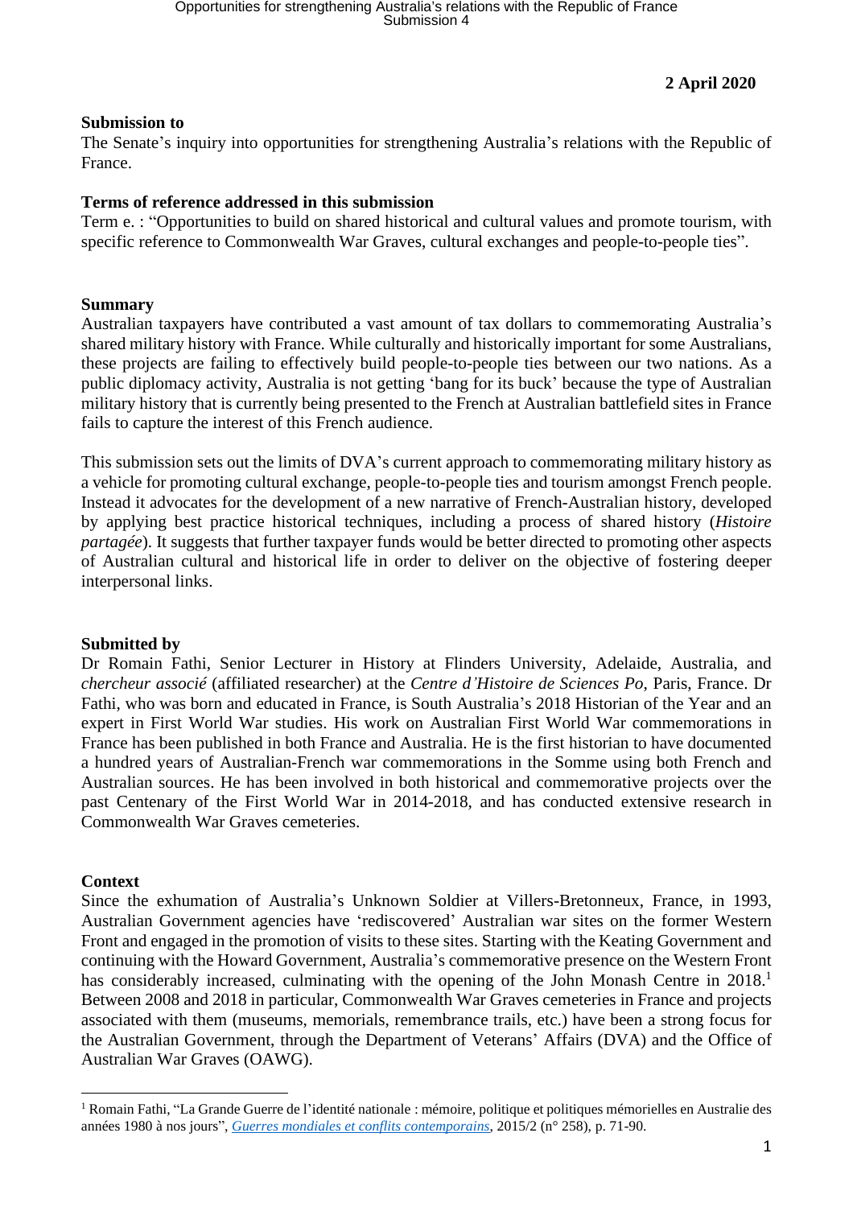**2 April 2020**

**Submission to**

The Senate's inquiry into opportunities for strengthening Australia's relations with the Republic of France.

**Terms of reference addressed in this submission**

Term e. : "Opportunities to build on shared historical and cultural values and promote tourism, with specific reference to Commonwealth War Graves, cultural exchanges and people-to-people ties".

**Summary**

Australian taxpayers have contributed a vast amount of tax dollars to commemorating Australia's shared military history with France. While culturally and historically important for some Australians, these projects are failing to effectively build people-to-people ties between our two nations. As a public diplomacy activity, Australia is not getting 'bang for its buck' because the type of Australian military history that is currently being presented to the French at Australian battlefield sites in France fails to capture the interest of this French audience.

This submission sets out the limits of DVA's current approach to commemorating military history as a vehicle for promoting cultural exchange, people-to-people ties and tourism amongst French people. Instead it advocates for the development of a new narrative of French-Australian history, developed by applying best practice historical techniques, including a process of shared history (*Histoire partagée*). It suggests that further taxpayer funds would be better directed to promoting other aspects of Australian cultural and historical life in order to deliver on the objective of fostering deeper interpersonal links.

**Submitted by**

Dr Romain Fathi, Senior Lecturer in History at Flinders University, Adelaide, Australia, and *chercheur associé* (affiliated researcher) at the *Centre d'Histoire de Sciences Po*, Paris, France. Dr Fathi, who was born and educated in France, is South Australia's 2018 Historian of the Year and an expert in First World War studies. His work on Australian First World War commemorations in France has been published in both France and Australia. He is the first historian to have documented a hundred years of Australian-French war commemorations in the Somme using both French and Australian sources. He has been involved in both historical and commemorative projects over the past Centenary of the First World War in 2014-2018, and has conducted extensive research in Commonwealth War Graves cemeteries.

**Context**

Since the exhumation of Australia's Unknown Soldier at Villers-Bretonneux, France, in 1993, Australian Government agencies have 'rediscovered' Australian war sites on the former Western Front and engaged in the promotion of visits to these sites. Starting with the Keating Government and continuing with the Howard Government, Australia's commemorative presence on the Western Front has considerably increased, culminating with the opening of the John Monash Centre in 2018.[1] Between 2008 and 2018 in particular, Commonwealth War Graves cemeteries in France and projects associated with them (museums, memorials, remembrance trails, etc.) have been a strong focus for the Australian Government, through the Department of Veterans' Affairs (DVA) and the Office of Australian War Graves (OAWG).

---

[1] Romain Fathi, "La Grande Guerre de l'identité nationale : mémoire, politique et politiques mémorielles en Australie des années 1980 à nos jours", *Guerres mondiales et conflits contemporains*, 2015/2 (n° 258), p. 71-90.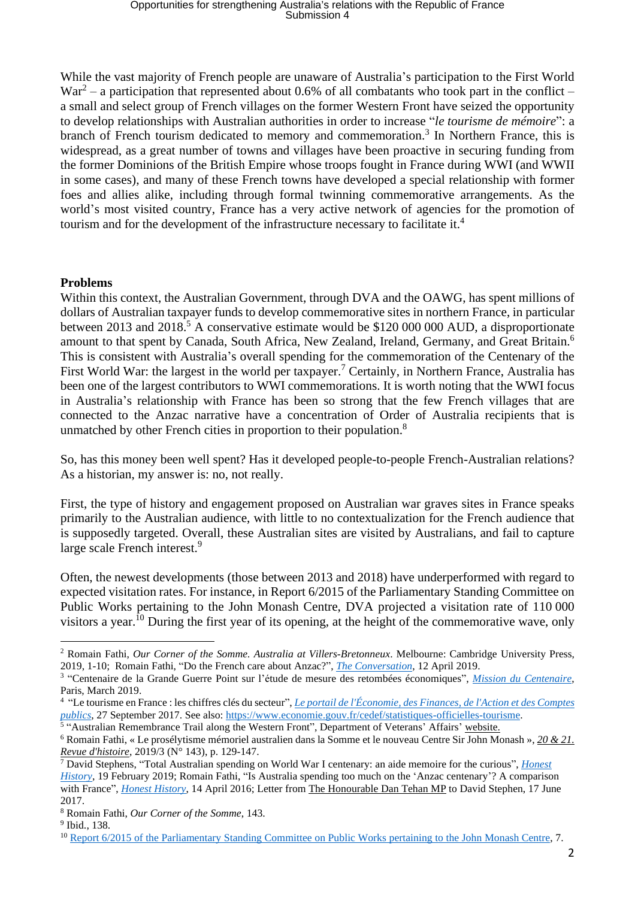While the vast majority of French people are unaware of Australia's participation to the First World War[2] – a participation that represented about 0.6% of all combatants who took part in the conflict – a small and select group of French villages on the former Western Front have seized the opportunity to develop relationships with Australian authorities in order to increase "*le tourisme de mémoire*": a branch of French tourism dedicated to memory and commemoration.[3] In Northern France, this is widespread, as a great number of towns and villages have been proactive in securing funding from the former Dominions of the British Empire whose troops fought in France during WWI (and WWII in some cases), and many of these French towns have developed a special relationship with former foes and allies alike, including through formal twinning commemorative arrangements. As the world's most visited country, France has a very active network of agencies for the promotion of tourism and for the development of the infrastructure necessary to facilitate it.[4]

**Problems**

Within this context, the Australian Government, through DVA and the OAWG, has spent millions of dollars of Australian taxpayer funds to develop commemorative sites in northern France, in particular between 2013 and 2018.[5] A conservative estimate would be $120 000 000 AUD, a disproportionate amount to that spent by Canada, South Africa, New Zealand, Ireland, Germany, and Great Britain.[6] This is consistent with Australia's overall spending for the commemoration of the Centenary of the First World War: the largest in the world per taxpayer.[7] Certainly, in Northern France, Australia has been one of the largest contributors to WWI commemorations. It is worth noting that the WWI focus in Australia's relationship with France has been so strong that the few French villages that are connected to the Anzac narrative have a concentration of Order of Australia recipients that is unmatched by other French cities in proportion to their population.[8]

So, has this money been well spent? Has it developed people-to-people French-Australian relations? As a historian, my answer is: no, not really.

First, the type of history and engagement proposed on Australian war graves sites in France speaks primarily to the Australian audience, with little to no contextualization for the French audience that is supposedly targeted. Overall, these Australian sites are visited by Australians, and fail to capture large scale French interest.[9]

Often, the newest developments (those between 2013 and 2018) have underperformed with regard to expected visitation rates. For instance, in Report 6/2015 of the Parliamentary Standing Committee on Public Works pertaining to the John Monash Centre, DVA projected a visitation rate of 110 000 visitors a year.[10] During the first year of its opening, at the height of the commemorative wave, only

---

[2] Romain Fathi, *Our Corner of the Somme. Australia at Villers-Bretonneux*. Melbourne: Cambridge University Press, 2019, 1-10; Romain Fathi, "Do the French care about Anzac?", *The Conversation*, 12 April 2019.

[3] "Centenaire de la Grande Guerre Point sur l'étude de mesure des retombées économiques", *Mission du Centenaire*, Paris, March 2019.

[4] "Le tourisme en France : les chiffres clés du secteur", *Le portail de l'Économie, des Finances, de l'Action et des Comptes publics*, 27 September 2017. See also: https://www.economie.gouv.fr/cedef/statistiques-officielles-tourisme.

[5] "Australian Remembrance Trail along the Western Front", Department of Veterans' Affairs' website.

[6] Romain Fathi, « Le prosélytisme mémoriel australien dans la Somme et le nouveau Centre Sir John Monash », *20 & 21. Revue d'histoire*, 2019/3 (N° 143), p. 129-147.

[7] David Stephens, "Total Australian spending on World War I centenary: an aide memoire for the curious", *Honest History*, 19 February 2019; Romain Fathi, "Is Australia spending too much on the 'Anzac centenary'? A comparison with France", *Honest History*, 14 April 2016; Letter from The Honourable Dan Tehan MP to David Stephen, 17 June 2017.

[8] Romain Fathi, *Our Corner of the Somme*, 143.

[9] Ibid., 138.

[10] Report 6/2015 of the Parliamentary Standing Committee on Public Works pertaining to the John Monash Centre, 7.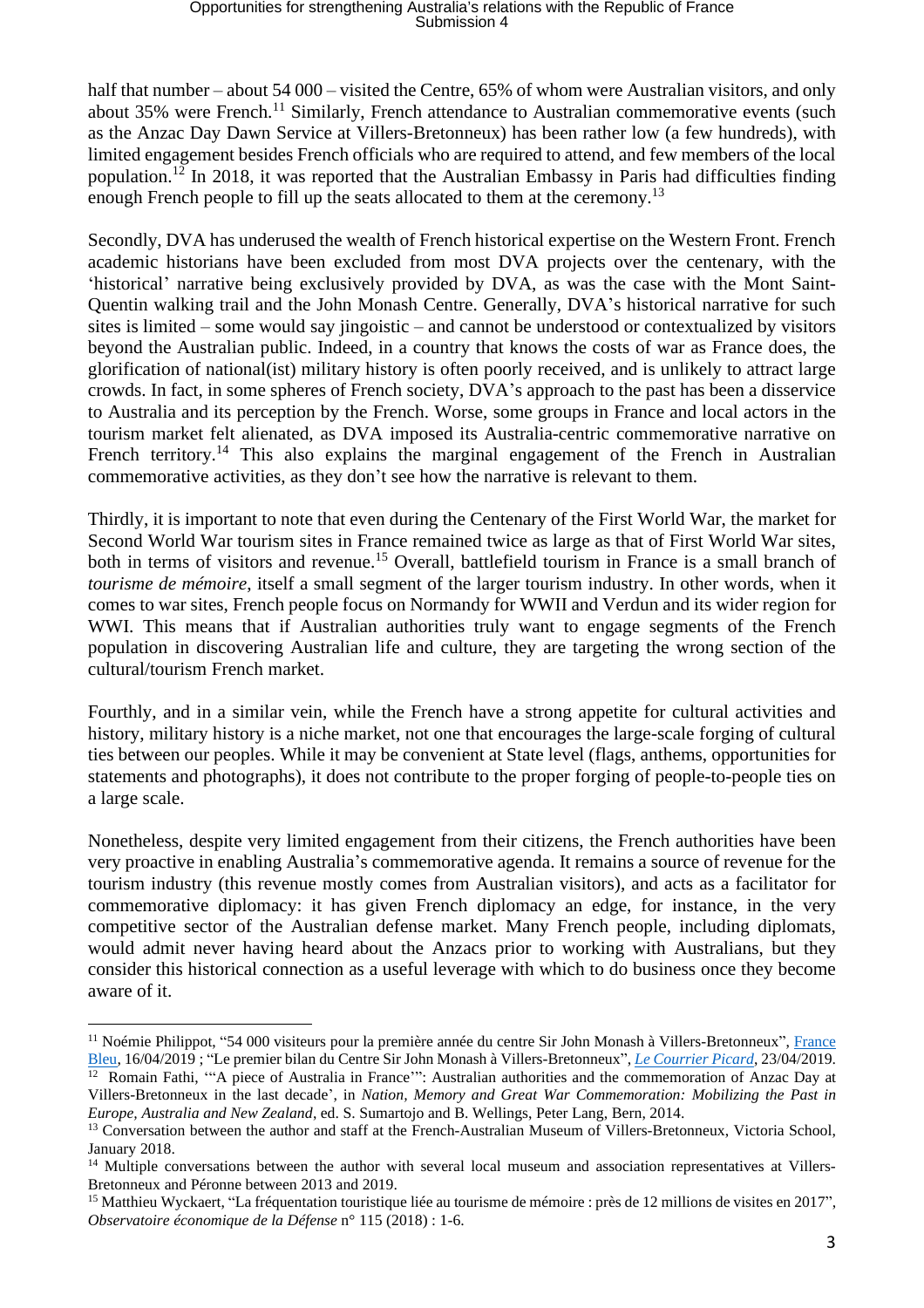half that number – about 54 000 – visited the Centre, 65% of whom were Australian visitors, and only about 35% were French.[11] Similarly, French attendance to Australian commemorative events (such as the Anzac Day Dawn Service at Villers-Bretonneux) has been rather low (a few hundreds), with limited engagement besides French officials who are required to attend, and few members of the local population.[12] In 2018, it was reported that the Australian Embassy in Paris had difficulties finding enough French people to fill up the seats allocated to them at the ceremony.[13]

Secondly, DVA has underused the wealth of French historical expertise on the Western Front. French academic historians have been excluded from most DVA projects over the centenary, with the 'historical' narrative being exclusively provided by DVA, as was the case with the Mont Saint-Quentin walking trail and the John Monash Centre. Generally, DVA's historical narrative for such sites is limited – some would say jingoistic – and cannot be understood or contextualized by visitors beyond the Australian public. Indeed, in a country that knows the costs of war as France does, the glorification of national(ist) military history is often poorly received, and is unlikely to attract large crowds. In fact, in some spheres of French society, DVA's approach to the past has been a disservice to Australia and its perception by the French. Worse, some groups in France and local actors in the tourism market felt alienated, as DVA imposed its Australia-centric commemorative narrative on French territory.[14] This also explains the marginal engagement of the French in Australian commemorative activities, as they don't see how the narrative is relevant to them.

Thirdly, it is important to note that even during the Centenary of the First World War, the market for Second World War tourism sites in France remained twice as large as that of First World War sites, both in terms of visitors and revenue.[15] Overall, battlefield tourism in France is a small branch of *tourisme de mémoire*, itself a small segment of the larger tourism industry. In other words, when it comes to war sites, French people focus on Normandy for WWII and Verdun and its wider region for WWI. This means that if Australian authorities truly want to engage segments of the French population in discovering Australian life and culture, they are targeting the wrong section of the cultural/tourism French market.

Fourthly, and in a similar vein, while the French have a strong appetite for cultural activities and history, military history is a niche market, not one that encourages the large-scale forging of cultural ties between our peoples. While it may be convenient at State level (flags, anthems, opportunities for statements and photographs), it does not contribute to the proper forging of people-to-people ties on a large scale.

Nonetheless, despite very limited engagement from their citizens, the French authorities have been very proactive in enabling Australia's commemorative agenda. It remains a source of revenue for the tourism industry (this revenue mostly comes from Australian visitors), and acts as a facilitator for commemorative diplomacy: it has given French diplomacy an edge, for instance, in the very competitive sector of the Australian defense market. Many French people, including diplomats, would admit never having heard about the Anzacs prior to working with Australians, but they consider this historical connection as a useful leverage with which to do business once they become aware of it.

---

[11] Noémie Philippot, "54 000 visiteurs pour la première année du centre Sir John Monash à Villers-Bretonneux", France Bleu, 16/04/2019 ; "Le premier bilan du Centre Sir John Monash à Villers-Bretonneux", *Le Courrier Picard*, 23/04/2019.

[12] Romain Fathi, '"A piece of Australia in France"': Australian authorities and the commemoration of Anzac Day at Villers-Bretonneux in the last decade', in *Nation, Memory and Great War Commemoration: Mobilizing the Past in Europe, Australia and New Zealand*, ed. S. Sumartojo and B. Wellings, Peter Lang, Bern, 2014.

[13] Conversation between the author and staff at the French-Australian Museum of Villers-Bretonneux, Victoria School, January 2018.

[14] Multiple conversations between the author with several local museum and association representatives at Villers-Bretonneux and Péronne between 2013 and 2019.

[15] Matthieu Wyckaert, "La fréquentation touristique liée au tourisme de mémoire : près de 12 millions de visites en 2017", *Observatoire économique de la Défense* n° 115 (2018) : 1-6.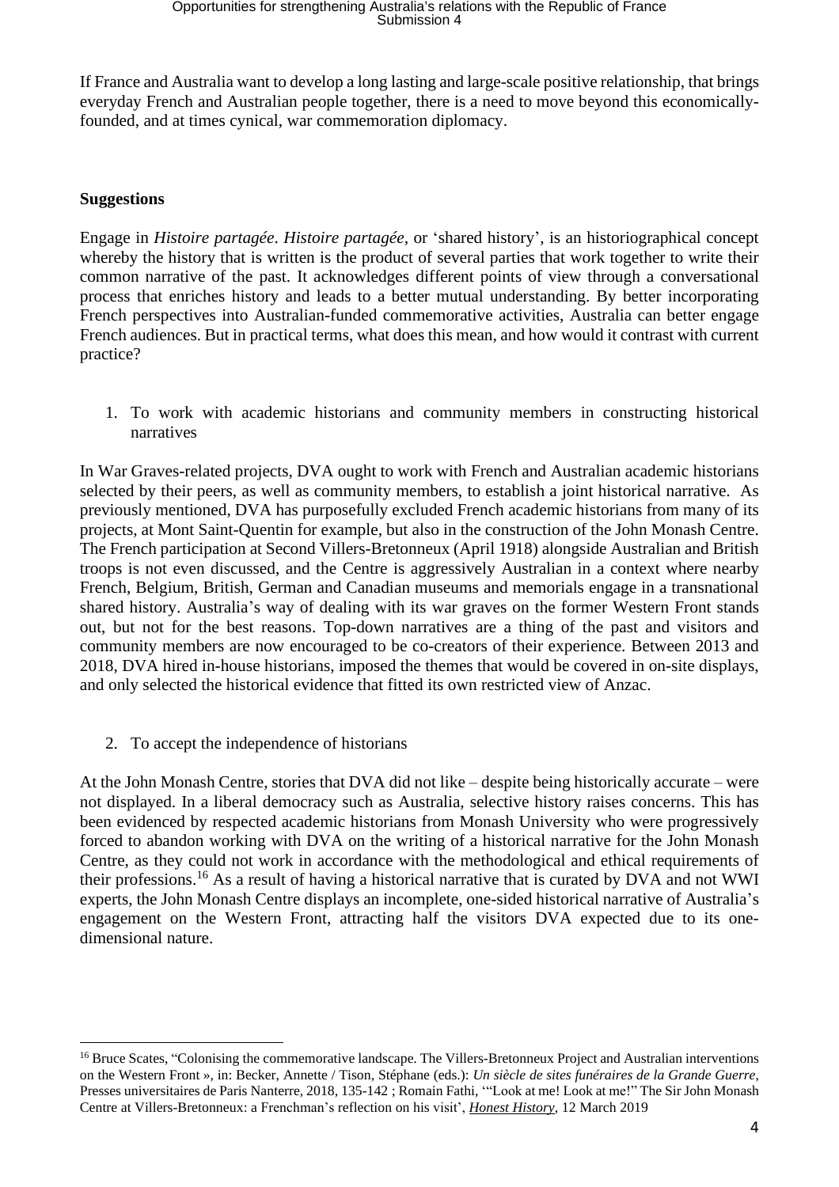If France and Australia want to develop a long lasting and large-scale positive relationship, that brings everyday French and Australian people together, there is a need to move beyond this economically-founded, and at times cynical, war commemoration diplomacy.

**Suggestions**

Engage in *Histoire partagée*. *Histoire partagée*, or 'shared history', is an historiographical concept whereby the history that is written is the product of several parties that work together to write their common narrative of the past. It acknowledges different points of view through a conversational process that enriches history and leads to a better mutual understanding. By better incorporating French perspectives into Australian-funded commemorative activities, Australia can better engage French audiences. But in practical terms, what does this mean, and how would it contrast with current practice?

1. To work with academic historians and community members in constructing historical narratives

In War Graves-related projects, DVA ought to work with French and Australian academic historians selected by their peers, as well as community members, to establish a joint historical narrative. As previously mentioned, DVA has purposefully excluded French academic historians from many of its projects, at Mont Saint-Quentin for example, but also in the construction of the John Monash Centre. The French participation at Second Villers-Bretonneux (April 1918) alongside Australian and British troops is not even discussed, and the Centre is aggressively Australian in a context where nearby French, Belgium, British, German and Canadian museums and memorials engage in a transnational shared history. Australia's way of dealing with its war graves on the former Western Front stands out, but not for the best reasons. Top-down narratives are a thing of the past and visitors and community members are now encouraged to be co-creators of their experience. Between 2013 and 2018, DVA hired in-house historians, imposed the themes that would be covered in on-site displays, and only selected the historical evidence that fitted its own restricted view of Anzac.

2. To accept the independence of historians

At the John Monash Centre, stories that DVA did not like – despite being historically accurate – were not displayed. In a liberal democracy such as Australia, selective history raises concerns. This has been evidenced by respected academic historians from Monash University who were progressively forced to abandon working with DVA on the writing of a historical narrative for the John Monash Centre, as they could not work in accordance with the methodological and ethical requirements of their professions.[16] As a result of having a historical narrative that is curated by DVA and not WWI experts, the John Monash Centre displays an incomplete, one-sided historical narrative of Australia's engagement on the Western Front, attracting half the visitors DVA expected due to its one-dimensional nature.

---

[16] Bruce Scates, "Colonising the commemorative landscape. The Villers-Bretonneux Project and Australian interventions on the Western Front », in: Becker, Annette / Tison, Stéphane (eds.): *Un siècle de sites funéraires de la Grande Guerre*, Presses universitaires de Paris Nanterre, 2018, 135-142 ; Romain Fathi, '"Look at me! Look at me!" The Sir John Monash Centre at Villers-Bretonneux: a Frenchman's reflection on his visit', *Honest History*, 12 March 2019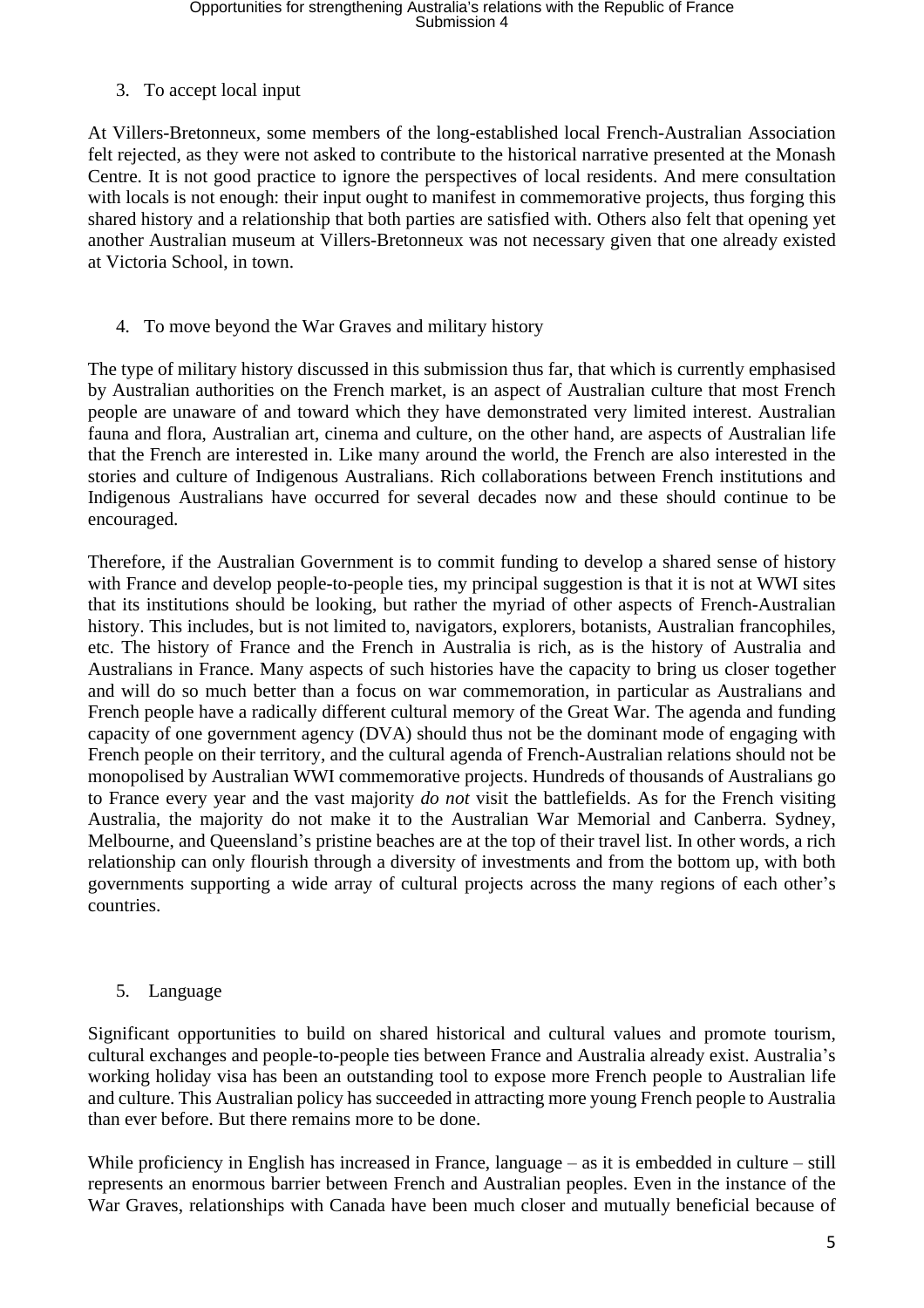3. To accept local input

At Villers-Bretonneux, some members of the long-established local French-Australian Association felt rejected, as they were not asked to contribute to the historical narrative presented at the Monash Centre. It is not good practice to ignore the perspectives of local residents. And mere consultation with locals is not enough: their input ought to manifest in commemorative projects, thus forging this shared history and a relationship that both parties are satisfied with. Others also felt that opening yet another Australian museum at Villers-Bretonneux was not necessary given that one already existed at Victoria School, in town.

4. To move beyond the War Graves and military history

The type of military history discussed in this submission thus far, that which is currently emphasised by Australian authorities on the French market, is an aspect of Australian culture that most French people are unaware of and toward which they have demonstrated very limited interest. Australian fauna and flora, Australian art, cinema and culture, on the other hand, are aspects of Australian life that the French are interested in. Like many around the world, the French are also interested in the stories and culture of Indigenous Australians. Rich collaborations between French institutions and Indigenous Australians have occurred for several decades now and these should continue to be encouraged.

Therefore, if the Australian Government is to commit funding to develop a shared sense of history with France and develop people-to-people ties, my principal suggestion is that it is not at WWI sites that its institutions should be looking, but rather the myriad of other aspects of French-Australian history. This includes, but is not limited to, navigators, explorers, botanists, Australian francophiles, etc. The history of France and the French in Australia is rich, as is the history of Australia and Australians in France. Many aspects of such histories have the capacity to bring us closer together and will do so much better than a focus on war commemoration, in particular as Australians and French people have a radically different cultural memory of the Great War. The agenda and funding capacity of one government agency (DVA) should thus not be the dominant mode of engaging with French people on their territory, and the cultural agenda of French-Australian relations should not be monopolised by Australian WWI commemorative projects. Hundreds of thousands of Australians go to France every year and the vast majority *do not* visit the battlefields. As for the French visiting Australia, the majority do not make it to the Australian War Memorial and Canberra. Sydney, Melbourne, and Queensland's pristine beaches are at the top of their travel list. In other words, a rich relationship can only flourish through a diversity of investments and from the bottom up, with both governments supporting a wide array of cultural projects across the many regions of each other's countries.

5. Language

Significant opportunities to build on shared historical and cultural values and promote tourism, cultural exchanges and people-to-people ties between France and Australia already exist. Australia's working holiday visa has been an outstanding tool to expose more French people to Australian life and culture. This Australian policy has succeeded in attracting more young French people to Australia than ever before. But there remains more to be done.

While proficiency in English has increased in France, language – as it is embedded in culture – still represents an enormous barrier between French and Australian peoples. Even in the instance of the War Graves, relationships with Canada have been much closer and mutually beneficial because of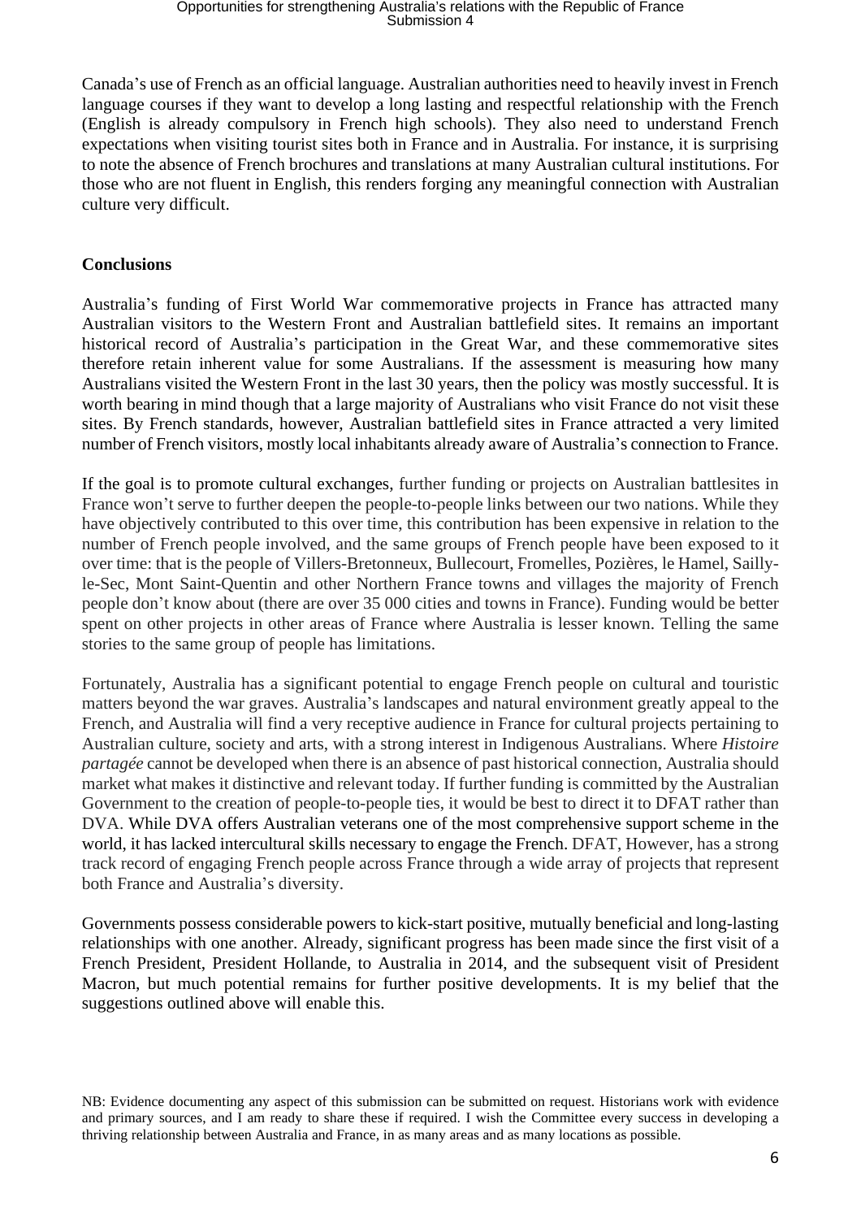Canada's use of French as an official language. Australian authorities need to heavily invest in French language courses if they want to develop a long lasting and respectful relationship with the French (English is already compulsory in French high schools). They also need to understand French expectations when visiting tourist sites both in France and in Australia. For instance, it is surprising to note the absence of French brochures and translations at many Australian cultural institutions. For those who are not fluent in English, this renders forging any meaningful connection with Australian culture very difficult.

**Conclusions**

Australia's funding of First World War commemorative projects in France has attracted many Australian visitors to the Western Front and Australian battlefield sites. It remains an important historical record of Australia's participation in the Great War, and these commemorative sites therefore retain inherent value for some Australians. If the assessment is measuring how many Australians visited the Western Front in the last 30 years, then the policy was mostly successful. It is worth bearing in mind though that a large majority of Australians who visit France do not visit these sites. By French standards, however, Australian battlefield sites in France attracted a very limited number of French visitors, mostly local inhabitants already aware of Australia's connection to France.

If the goal is to promote cultural exchanges, further funding or projects on Australian battlesites in France won't serve to further deepen the people-to-people links between our two nations. While they have objectively contributed to this over time, this contribution has been expensive in relation to the number of French people involved, and the same groups of French people have been exposed to it over time: that is the people of Villers-Bretonneux, Bullecourt, Fromelles, Pozières, le Hamel, Sailly-le-Sec, Mont Saint-Quentin and other Northern France towns and villages the majority of French people don't know about (there are over 35 000 cities and towns in France). Funding would be better spent on other projects in other areas of France where Australia is lesser known. Telling the same stories to the same group of people has limitations.

Fortunately, Australia has a significant potential to engage French people on cultural and touristic matters beyond the war graves. Australia's landscapes and natural environment greatly appeal to the French, and Australia will find a very receptive audience in France for cultural projects pertaining to Australian culture, society and arts, with a strong interest in Indigenous Australians. Where *Histoire partagée* cannot be developed when there is an absence of past historical connection, Australia should market what makes it distinctive and relevant today. If further funding is committed by the Australian Government to the creation of people-to-people ties, it would be best to direct it to DFAT rather than DVA. While DVA offers Australian veterans one of the most comprehensive support scheme in the world, it has lacked intercultural skills necessary to engage the French. DFAT, However, has a strong track record of engaging French people across France through a wide array of projects that represent both France and Australia's diversity.

Governments possess considerable powers to kick-start positive, mutually beneficial and long-lasting relationships with one another. Already, significant progress has been made since the first visit of a French President, President Hollande, to Australia in 2014, and the subsequent visit of President Macron, but much potential remains for further positive developments. It is my belief that the suggestions outlined above will enable this.

NB: Evidence documenting any aspect of this submission can be submitted on request. Historians work with evidence and primary sources, and I am ready to share these if required. I wish the Committee every success in developing a thriving relationship between Australia and France, in as many areas and as many locations as possible.